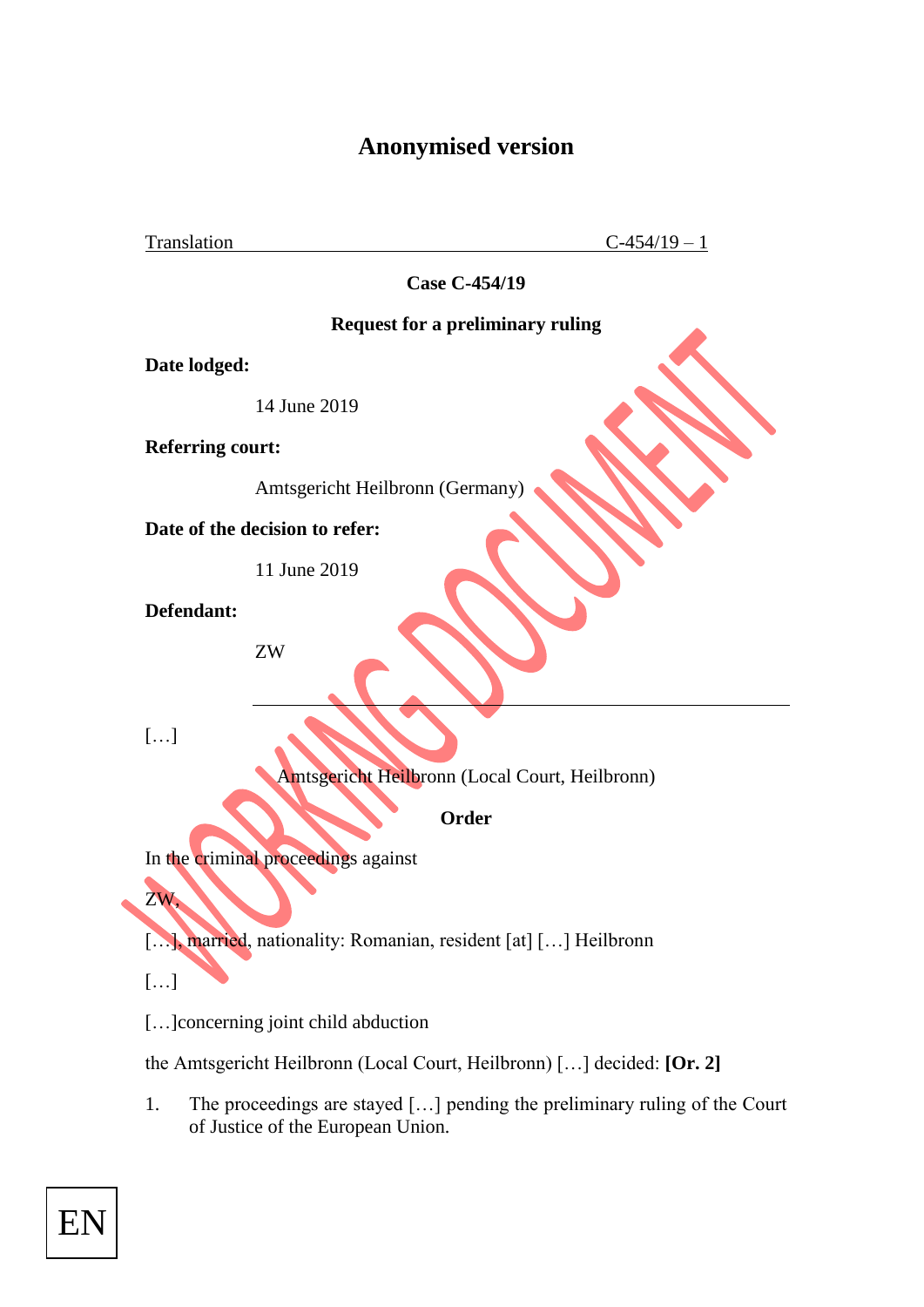# Anonymised version

Translation C-454/19 – 1

**Case C-454/19**

**Request for a preliminary ruling**

**Date lodged:**

14 June 2019

**Referring court:**

Amtsgericht Heilbronn (Germany)

**Date of the decision to refer:**

11 June 2019

**Defendant:**

ZW

---

[…]

Amtsgericht Heilbronn (Local Court, Heilbronn)

**Order**

In the criminal proceedings against

ZW,

[…], married, nationality: Romanian, resident [at] […] Heilbronn

[…]

[…]concerning joint child abduction

the Amtsgericht Heilbronn (Local Court, Heilbronn) […] decided: **[Or. 2]**

1. The proceedings are stayed […] pending the preliminary ruling of the Court of Justice of the European Union.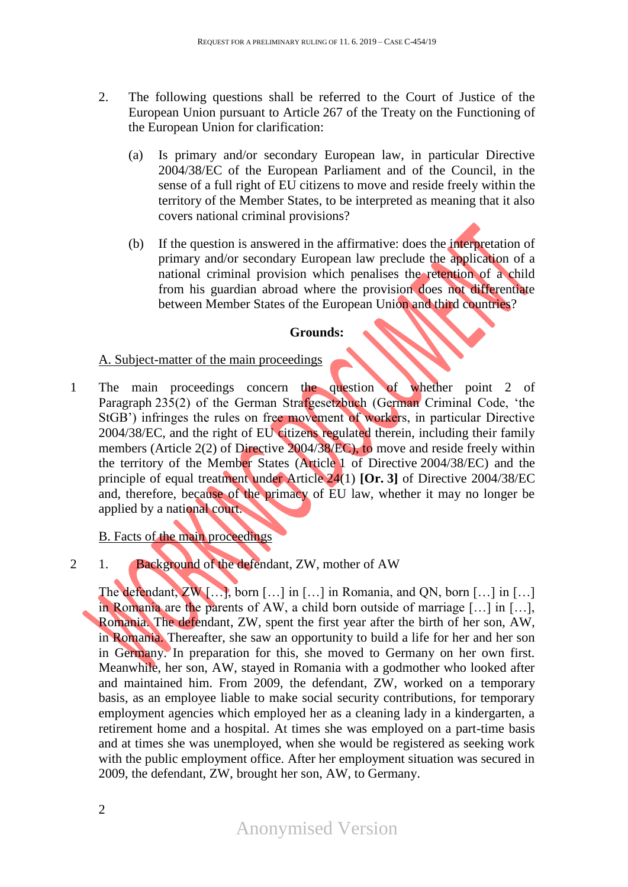2. The following questions shall be referred to the Court of Justice of the European Union pursuant to Article 267 of the Treaty on the Functioning of the European Union for clarification:

   (a) Is primary and/or secondary European law, in particular Directive 2004/38/EC of the European Parliament and of the Council, in the sense of a full right of EU citizens to move and reside freely within the territory of the Member States, to be interpreted as meaning that it also covers national criminal provisions?

   (b) If the question is answered in the affirmative: does the interpretation of primary and/or secondary European law preclude the application of a national criminal provision which penalises the retention of a child from his guardian abroad where the provision does not differentiate between Member States of the European Union and third countries?

**Grounds:**

A. Subject-matter of the main proceedings

1 The main proceedings concern the question of whether point 2 of Paragraph 235(2) of the German Strafgesetzbuch (German Criminal Code, 'the StGB') infringes the rules on free movement of workers, in particular Directive 2004/38/EC, and the right of EU citizens regulated therein, including their family members (Article 2(2) of Directive 2004/38/EC), to move and reside freely within the territory of the Member States (Article 1 of Directive 2004/38/EC) and the principle of equal treatment under Article 24(1) **[Or. 3]** of Directive 2004/38/EC and, therefore, because of the primacy of EU law, whether it may no longer be applied by a national court.

B. Facts of the main proceedings

2 1. Background of the defendant, ZW, mother of AW

The defendant, ZW […], born […] in […] in Romania, and QN, born […] in […] in Romania are the parents of AW, a child born outside of marriage […] in […], Romania. The defendant, ZW, spent the first year after the birth of her son, AW, in Romania. Thereafter, she saw an opportunity to build a life for her and her son in Germany. In preparation for this, she moved to Germany on her own first. Meanwhile, her son, AW, stayed in Romania with a godmother who looked after and maintained him. From 2009, the defendant, ZW, worked on a temporary basis, as an employee liable to make social security contributions, for temporary employment agencies which employed her as a cleaning lady in a kindergarten, a retirement home and a hospital. At times she was employed on a part-time basis and at times she was unemployed, when she would be registered as seeking work with the public employment office. After her employment situation was secured in 2009, the defendant, ZW, brought her son, AW, to Germany.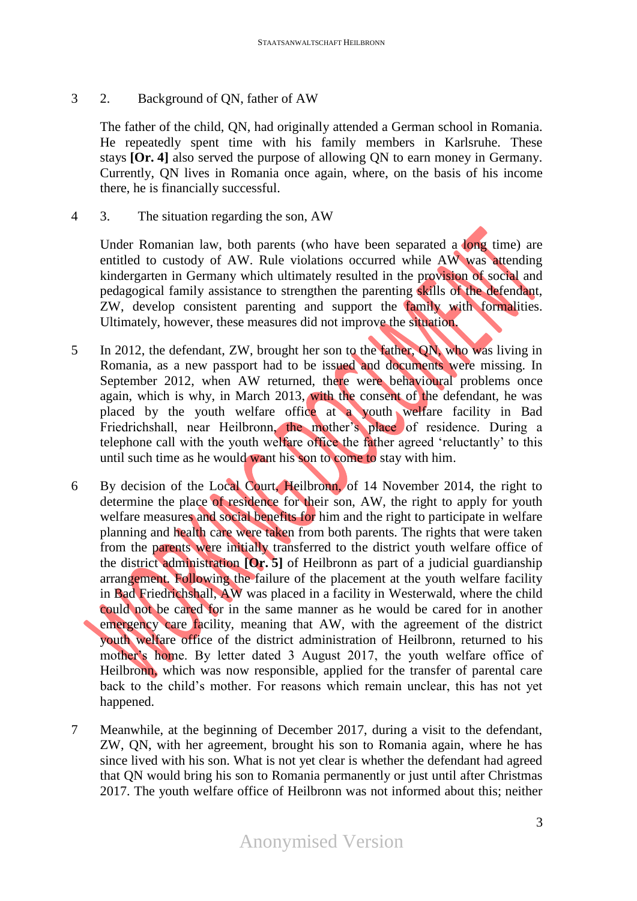3 2. Background of QN, father of AW

The father of the child, QN, had originally attended a German school in Romania. He repeatedly spent time with his family members in Karlsruhe. These stays **[Or. 4]** also served the purpose of allowing QN to earn money in Germany. Currently, QN lives in Romania once again, where, on the basis of his income there, he is financially successful.

4 3. The situation regarding the son, AW

Under Romanian law, both parents (who have been separated a long time) are entitled to custody of AW. Rule violations occurred while AW was attending kindergarten in Germany which ultimately resulted in the provision of social and pedagogical family assistance to strengthen the parenting skills of the defendant, ZW, develop consistent parenting and support the family with formalities. Ultimately, however, these measures did not improve the situation.

5 In 2012, the defendant, ZW, brought her son to the father, QN, who was living in Romania, as a new passport had to be issued and documents were missing. In September 2012, when AW returned, there were behavioural problems once again, which is why, in March 2013, with the consent of the defendant, he was placed by the youth welfare office at a youth welfare facility in Bad Friedrichshall, near Heilbronn, the mother's place of residence. During a telephone call with the youth welfare office the father agreed 'reluctantly' to this until such time as he would want his son to come to stay with him.

6 By decision of the Local Court, Heilbronn, of 14 November 2014, the right to determine the place of residence for their son, AW, the right to apply for youth welfare measures and social benefits for him and the right to participate in welfare planning and health care were taken from both parents. The rights that were taken from the parents were initially transferred to the district youth welfare office of the district administration **[Or. 5]** of Heilbronn as part of a judicial guardianship arrangement. Following the failure of the placement at the youth welfare facility in Bad Friedrichshall, AW was placed in a facility in Westerwald, where the child could not be cared for in the same manner as he would be cared for in another emergency care facility, meaning that AW, with the agreement of the district youth welfare office of the district administration of Heilbronn, returned to his mother's home. By letter dated 3 August 2017, the youth welfare office of Heilbronn, which was now responsible, applied for the transfer of parental care back to the child's mother. For reasons which remain unclear, this has not yet happened.

7 Meanwhile, at the beginning of December 2017, during a visit to the defendant, ZW, QN, with her agreement, brought his son to Romania again, where he has since lived with his son. What is not yet clear is whether the defendant had agreed that QN would bring his son to Romania permanently or just until after Christmas 2017. The youth welfare office of Heilbronn was not informed about this; neither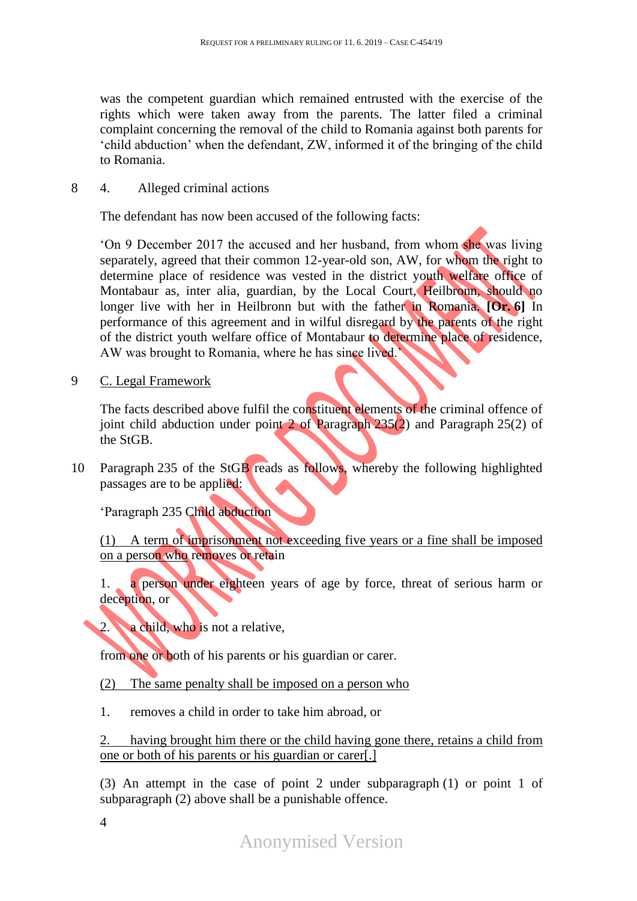was the competent guardian which remained entrusted with the exercise of the rights which were taken away from the parents. The latter filed a criminal complaint concerning the removal of the child to Romania against both parents for 'child abduction' when the defendant, ZW, informed it of the bringing of the child to Romania.

8 4. Alleged criminal actions

The defendant has now been accused of the following facts:

'On 9 December 2017 the accused and her husband, from whom she was living separately, agreed that their common 12-year-old son, AW, for whom the right to determine place of residence was vested in the district youth welfare office of Montabaur as, inter alia, guardian, by the Local Court, Heilbronn, should no longer live with her in Heilbronn but with the father in Romania. **[Or. 6]** In performance of this agreement and in wilful disregard by the parents of the right of the district youth welfare office of Montabaur to determine place of residence, AW was brought to Romania, where he has since lived.'

9 <u>C. Legal Framework</u>

The facts described above fulfil the constituent elements of the criminal offence of joint child abduction under point 2 of Paragraph 235(2) and Paragraph 25(2) of the StGB.

10 Paragraph 235 of the StGB reads as follows, whereby the following highlighted passages are to be applied:

'Paragraph 235 Child abduction

<u>(1) A term of imprisonment not exceeding five years or a fine shall be imposed on a person who removes or retain</u>

1. a person under eighteen years of age by force, threat of serious harm or deception, or

2. a child, who is not a relative,

from one or both of his parents or his guardian or carer.

<u>(2) The same penalty shall be imposed on a person who</u>

1. removes a child in order to take him abroad, or

<u>2. having brought him there or the child having gone there, retains a child from one or both of his parents or his guardian or carer[.]</u>

(3) An attempt in the case of point 2 under subparagraph (1) or point 1 of subparagraph (2) above shall be a punishable offence.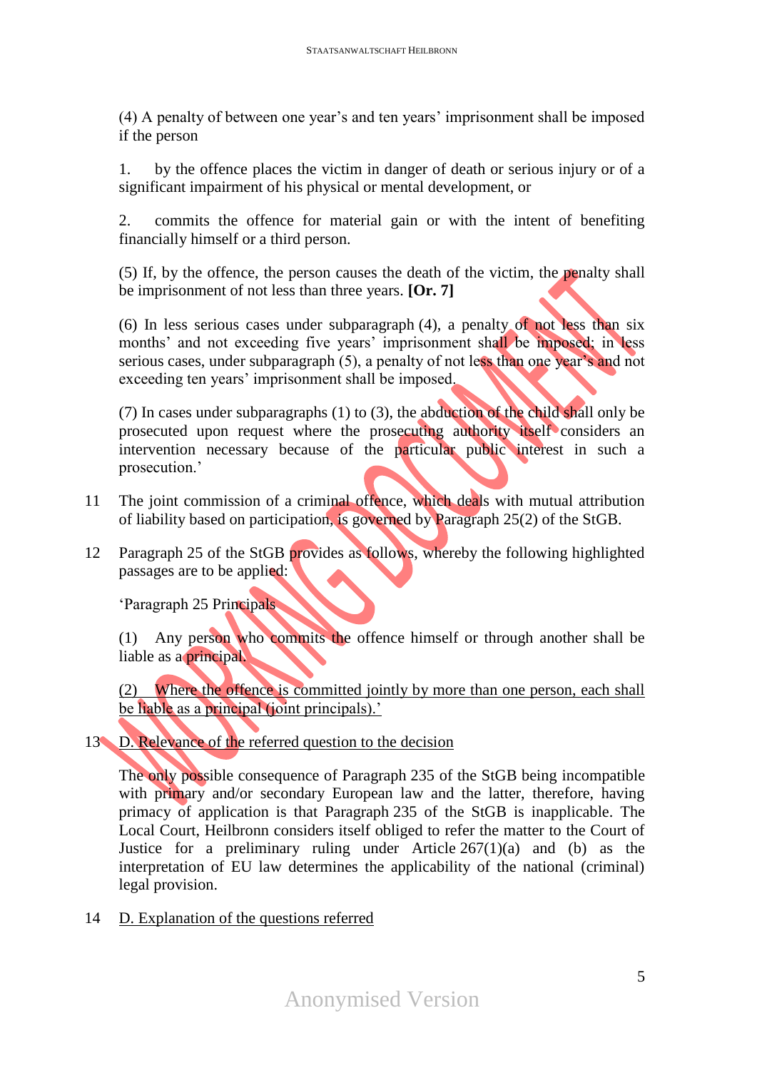(4) A penalty of between one year's and ten years' imprisonment shall be imposed if the person

1. by the offence places the victim in danger of death or serious injury or of a significant impairment of his physical or mental development, or

2. commits the offence for material gain or with the intent of benefiting financially himself or a third person.

(5) If, by the offence, the person causes the death of the victim, the penalty shall be imprisonment of not less than three years. **[Or. 7]**

(6) In less serious cases under subparagraph (4), a penalty of not less than six months' and not exceeding five years' imprisonment shall be imposed; in less serious cases, under subparagraph (5), a penalty of not less than one year's and not exceeding ten years' imprisonment shall be imposed.

(7) In cases under subparagraphs (1) to (3), the abduction of the child shall only be prosecuted upon request where the prosecuting authority itself considers an intervention necessary because of the particular public interest in such a prosecution.'

11 The joint commission of a criminal offence, which deals with mutual attribution of liability based on participation, is governed by Paragraph 25(2) of the StGB.

12 Paragraph 25 of the StGB provides as follows, whereby the following highlighted passages are to be applied:

'Paragraph 25 Principals

(1) Any person who commits the offence himself or through another shall be liable as a principal.

<u>(2) Where the offence is committed jointly by more than one person, each shall be liable as a principal (joint principals).'</u>

13 <u>D. Relevance of the referred question to the decision</u>

The only possible consequence of Paragraph 235 of the StGB being incompatible with primary and/or secondary European law and the latter, therefore, having primacy of application is that Paragraph 235 of the StGB is inapplicable. The Local Court, Heilbronn considers itself obliged to refer the matter to the Court of Justice for a preliminary ruling under Article 267(1)(a) and (b) as the interpretation of EU law determines the applicability of the national (criminal) legal provision.

14 <u>D. Explanation of the questions referred</u>

Anonymised Version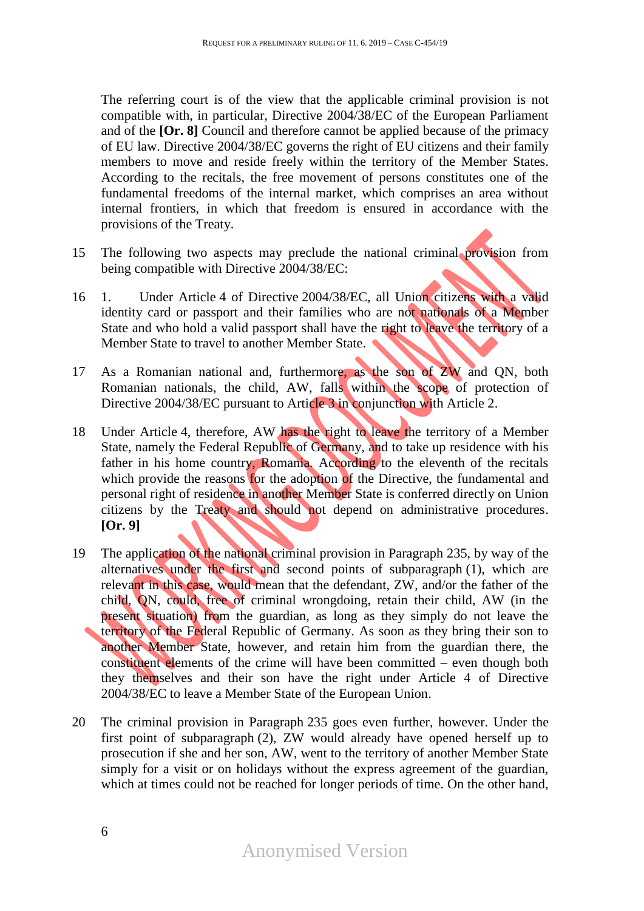The referring court is of the view that the applicable criminal provision is not compatible with, in particular, Directive 2004/38/EC of the European Parliament and of the **[Or. 8]** Council and therefore cannot be applied because of the primacy of EU law. Directive 2004/38/EC governs the right of EU citizens and their family members to move and reside freely within the territory of the Member States. According to the recitals, the free movement of persons constitutes one of the fundamental freedoms of the internal market, which comprises an area without internal frontiers, in which that freedom is ensured in accordance with the provisions of the Treaty.

15 The following two aspects may preclude the national criminal provision from being compatible with Directive 2004/38/EC:

16 1. Under Article 4 of Directive 2004/38/EC, all Union citizens with a valid identity card or passport and their families who are not nationals of a Member State and who hold a valid passport shall have the right to leave the territory of a Member State to travel to another Member State.

17 As a Romanian national and, furthermore, as the son of ZW and QN, both Romanian nationals, the child, AW, falls within the scope of protection of Directive 2004/38/EC pursuant to Article 3 in conjunction with Article 2.

18 Under Article 4, therefore, AW has the right to leave the territory of a Member State, namely the Federal Republic of Germany, and to take up residence with his father in his home country, Romania. According to the eleventh of the recitals which provide the reasons for the adoption of the Directive, the fundamental and personal right of residence in another Member State is conferred directly on Union citizens by the Treaty and should not depend on administrative procedures. **[Or. 9]**

19 The application of the national criminal provision in Paragraph 235, by way of the alternatives under the first and second points of subparagraph (1), which are relevant in this case, would mean that the defendant, ZW, and/or the father of the child, QN, could, free of criminal wrongdoing, retain their child, AW (in the present situation) from the guardian, as long as they simply do not leave the territory of the Federal Republic of Germany. As soon as they bring their son to another Member State, however, and retain him from the guardian there, the constituent elements of the crime will have been committed – even though both they themselves and their son have the right under Article 4 of Directive 2004/38/EC to leave a Member State of the European Union.

20 The criminal provision in Paragraph 235 goes even further, however. Under the first point of subparagraph (2), ZW would already have opened herself up to prosecution if she and her son, AW, went to the territory of another Member State simply for a visit or on holidays without the express agreement of the guardian, which at times could not be reached for longer periods of time. On the other hand,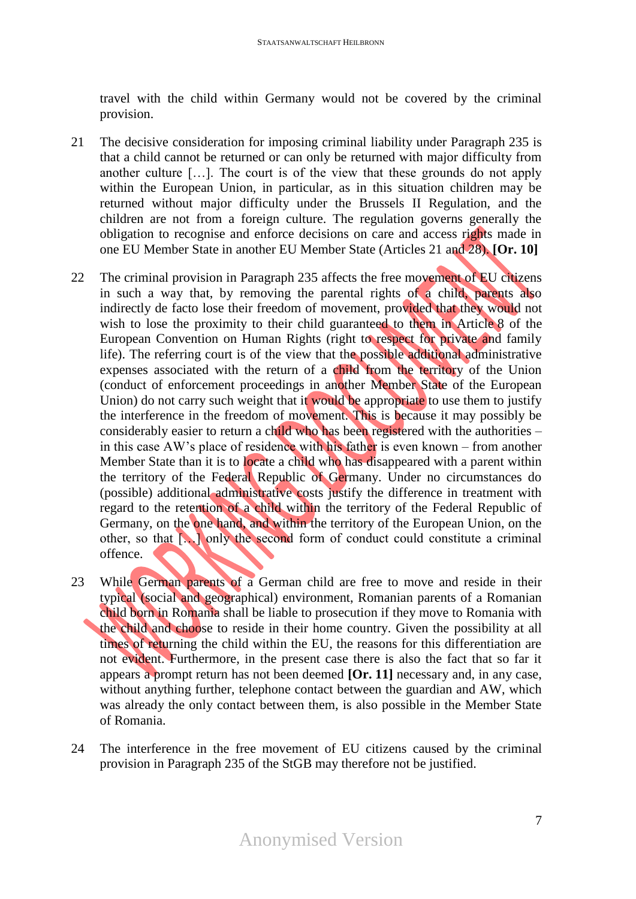travel with the child within Germany would not be covered by the criminal provision.

21 The decisive consideration for imposing criminal liability under Paragraph 235 is that a child cannot be returned or can only be returned with major difficulty from another culture […]. The court is of the view that these grounds do not apply within the European Union, in particular, as in this situation children may be returned without major difficulty under the Brussels II Regulation, and the children are not from a foreign culture. The regulation governs generally the obligation to recognise and enforce decisions on care and access rights made in one EU Member State in another EU Member State (Articles 21 and 28). **[Or. 10]**

22 The criminal provision in Paragraph 235 affects the free movement of EU citizens in such a way that, by removing the parental rights of a child, parents also indirectly de facto lose their freedom of movement, provided that they would not wish to lose the proximity to their child guaranteed to them in Article 8 of the European Convention on Human Rights (right to respect for private and family life). The referring court is of the view that the possible additional administrative expenses associated with the return of a child from the territory of the Union (conduct of enforcement proceedings in another Member State of the European Union) do not carry such weight that it would be appropriate to use them to justify the interference in the freedom of movement. This is because it may possibly be considerably easier to return a child who has been registered with the authorities – in this case AW's place of residence with his father is even known – from another Member State than it is to locate a child who has disappeared with a parent within the territory of the Federal Republic of Germany. Under no circumstances do (possible) additional administrative costs justify the difference in treatment with regard to the retention of a child within the territory of the Federal Republic of Germany, on the one hand, and within the territory of the European Union, on the other, so that […] only the second form of conduct could constitute a criminal offence.

23 While German parents of a German child are free to move and reside in their typical (social and geographical) environment, Romanian parents of a Romanian child born in Romania shall be liable to prosecution if they move to Romania with the child and choose to reside in their home country. Given the possibility at all times of returning the child within the EU, the reasons for this differentiation are not evident. Furthermore, in the present case there is also the fact that so far it appears a prompt return has not been deemed **[Or. 11]** necessary and, in any case, without anything further, telephone contact between the guardian and AW, which was already the only contact between them, is also possible in the Member State of Romania.

24 The interference in the free movement of EU citizens caused by the criminal provision in Paragraph 235 of the StGB may therefore not be justified.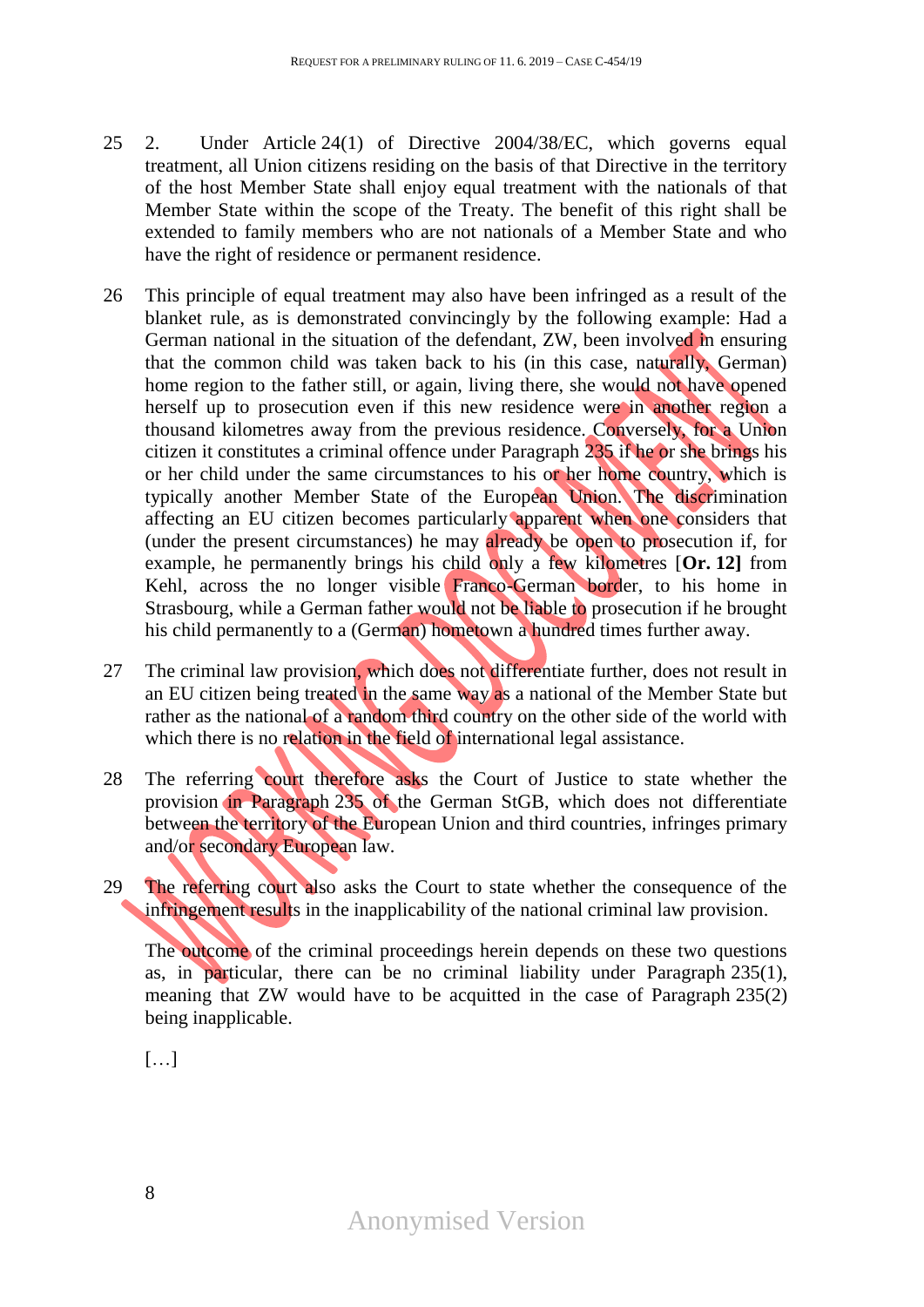25 2. Under Article 24(1) of Directive 2004/38/EC, which governs equal treatment, all Union citizens residing on the basis of that Directive in the territory of the host Member State shall enjoy equal treatment with the nationals of that Member State within the scope of the Treaty. The benefit of this right shall be extended to family members who are not nationals of a Member State and who have the right of residence or permanent residence.

26 This principle of equal treatment may also have been infringed as a result of the blanket rule, as is demonstrated convincingly by the following example: Had a German national in the situation of the defendant, ZW, been involved in ensuring that the common child was taken back to his (in this case, naturally, German) home region to the father still, or again, living there, she would not have opened herself up to prosecution even if this new residence were in another region a thousand kilometres away from the previous residence. Conversely, for a Union citizen it constitutes a criminal offence under Paragraph 235 if he or she brings his or her child under the same circumstances to his or her home country, which is typically another Member State of the European Union. The discrimination affecting an EU citizen becomes particularly apparent when one considers that (under the present circumstances) he may already be open to prosecution if, for example, he permanently brings his child only a few kilometres [**Or. 12]** from Kehl, across the no longer visible Franco-German border, to his home in Strasbourg, while a German father would not be liable to prosecution if he brought his child permanently to a (German) hometown a hundred times further away.

27 The criminal law provision, which does not differentiate further, does not result in an EU citizen being treated in the same way as a national of the Member State but rather as the national of a random third country on the other side of the world with which there is no relation in the field of international legal assistance.

28 The referring court therefore asks the Court of Justice to state whether the provision in Paragraph 235 of the German StGB, which does not differentiate between the territory of the European Union and third countries, infringes primary and/or secondary European law.

29 The referring court also asks the Court to state whether the consequence of the infringement results in the inapplicability of the national criminal law provision.

The outcome of the criminal proceedings herein depends on these two questions as, in particular, there can be no criminal liability under Paragraph 235(1), meaning that ZW would have to be acquitted in the case of Paragraph 235(2) being inapplicable.

[…]